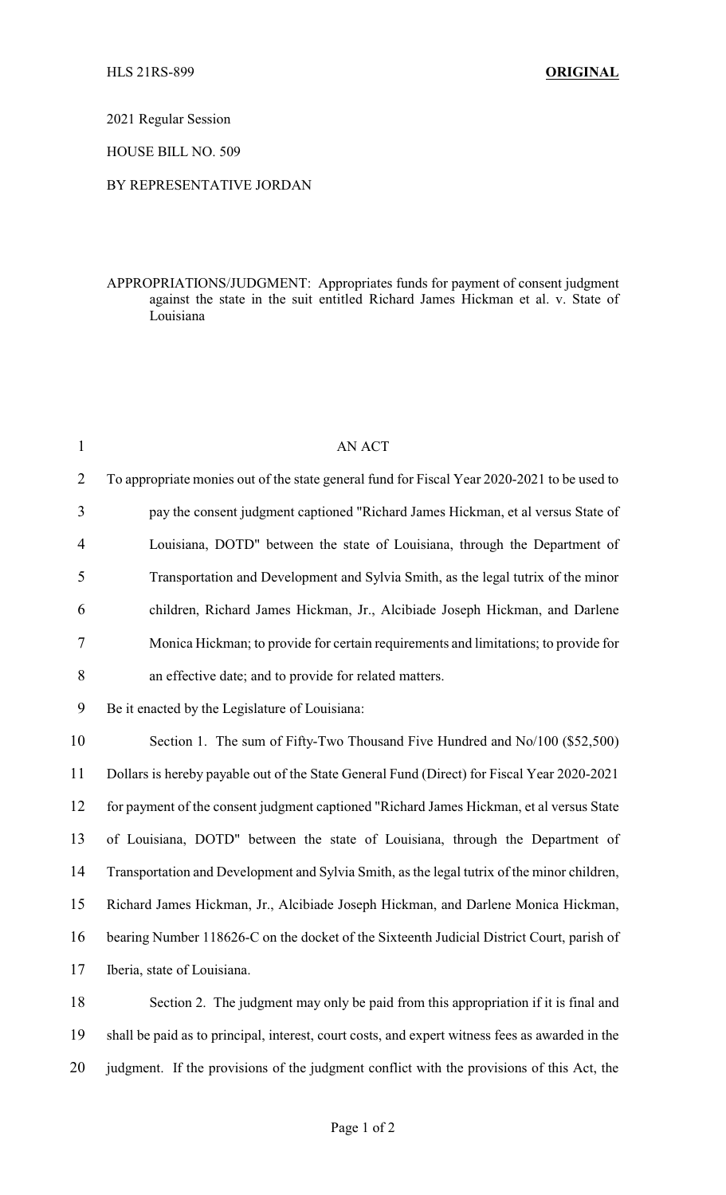HLS 21RS-899 **ORIGINAL**

2021 Regular Session

HOUSE BILL NO. 509

BY REPRESENTATIVE JORDAN

APPROPRIATIONS/JUDGMENT: Appropriates funds for payment of consent judgment against the state in the suit entitled Richard James Hickman et al. v. State of Louisiana

AN ACT

To appropriate monies out of the state general fund for Fiscal Year 2020-2021 to be used to pay the consent judgment captioned "Richard James Hickman, et al versus State of Louisiana, DOTD" between the state of Louisiana, through the Department of Transportation and Development and Sylvia Smith, as the legal tutrix of the minor children, Richard James Hickman, Jr., Alcibiade Joseph Hickman, and Darlene Monica Hickman; to provide for certain requirements and limitations; to provide for an effective date; and to provide for related matters.

Be it enacted by the Legislature of Louisiana:

Section 1. The sum of Fifty-Two Thousand Five Hundred and No/100 ($52,500) Dollars is hereby payable out of the State General Fund (Direct) for Fiscal Year 2020-2021 for payment of the consent judgment captioned "Richard James Hickman, et al versus State of Louisiana, DOTD" between the state of Louisiana, through the Department of Transportation and Development and Sylvia Smith, as the legal tutrix of the minor children, Richard James Hickman, Jr., Alcibiade Joseph Hickman, and Darlene Monica Hickman, bearing Number 118626-C on the docket of the Sixteenth Judicial District Court, parish of Iberia, state of Louisiana.

Section 2. The judgment may only be paid from this appropriation if it is final and shall be paid as to principal, interest, court costs, and expert witness fees as awarded in the judgment. If the provisions of the judgment conflict with the provisions of this Act, the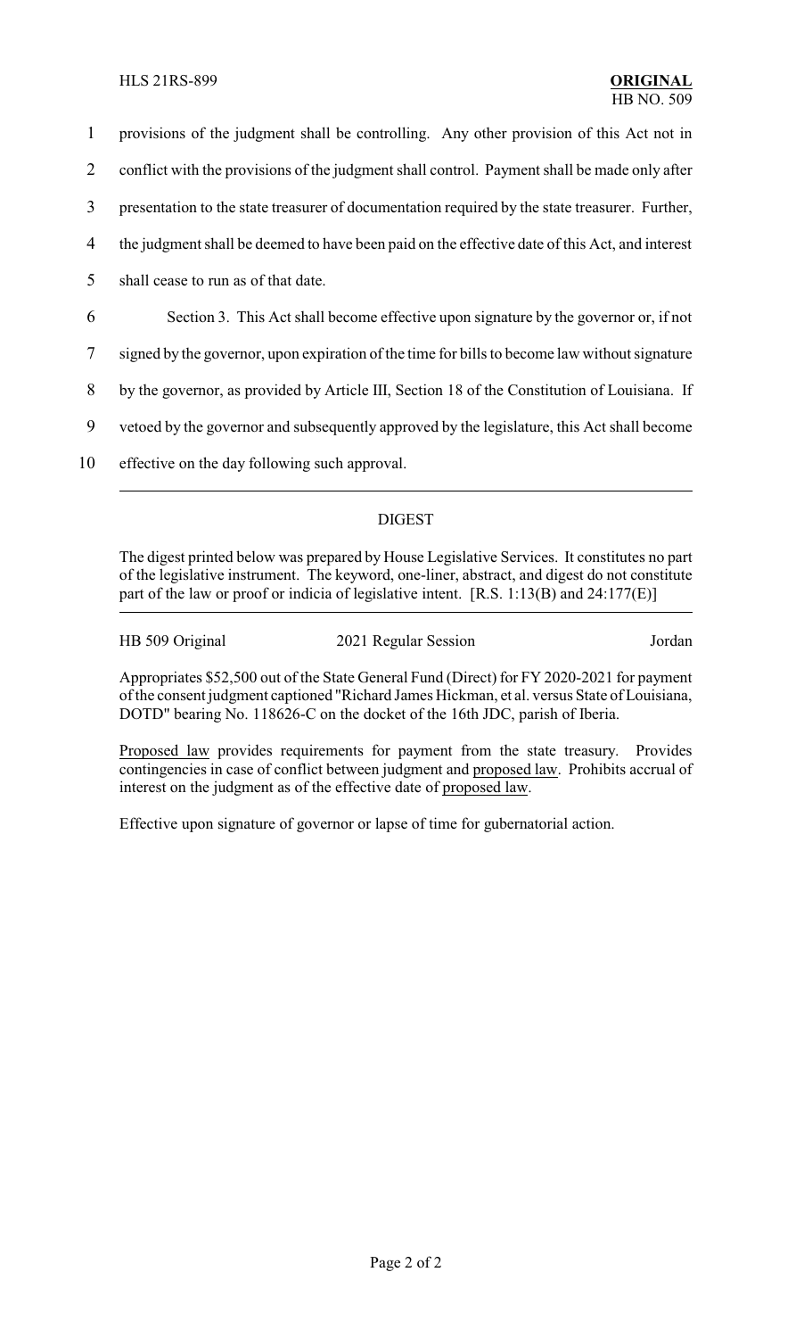provisions of the judgment shall be controlling. Any other provision of this Act not in conflict with the provisions of the judgment shall control. Payment shall be made only after presentation to the state treasurer of documentation required by the state treasurer. Further, the judgment shall be deemed to have been paid on the effective date of this Act, and interest shall cease to run as of that date.

Section 3. This Act shall become effective upon signature by the governor or, if not signed by the governor, upon expiration of the time for bills to become law without signature by the governor, as provided by Article III, Section 18 of the Constitution of Louisiana. If vetoed by the governor and subsequently approved by the legislature, this Act shall become effective on the day following such approval.

## DIGEST

The digest printed below was prepared by House Legislative Services. It constitutes no part of the legislative instrument. The keyword, one-liner, abstract, and digest do not constitute part of the law or proof or indicia of legislative intent. [R.S. 1:13(B) and 24:177(E)]

HB 509 Original — 2021 Regular Session — Jordan

Appropriates $52,500 out of the State General Fund (Direct) for FY 2020-2021 for payment of the consent judgment captioned "Richard James Hickman, et al. versus State of Louisiana, DOTD" bearing No. 118626-C on the docket of the 16th JDC, parish of Iberia.

Proposed law provides requirements for payment from the state treasury. Provides contingencies in case of conflict between judgment and proposed law. Prohibits accrual of interest on the judgment as of the effective date of proposed law.

Effective upon signature of governor or lapse of time for gubernatorial action.